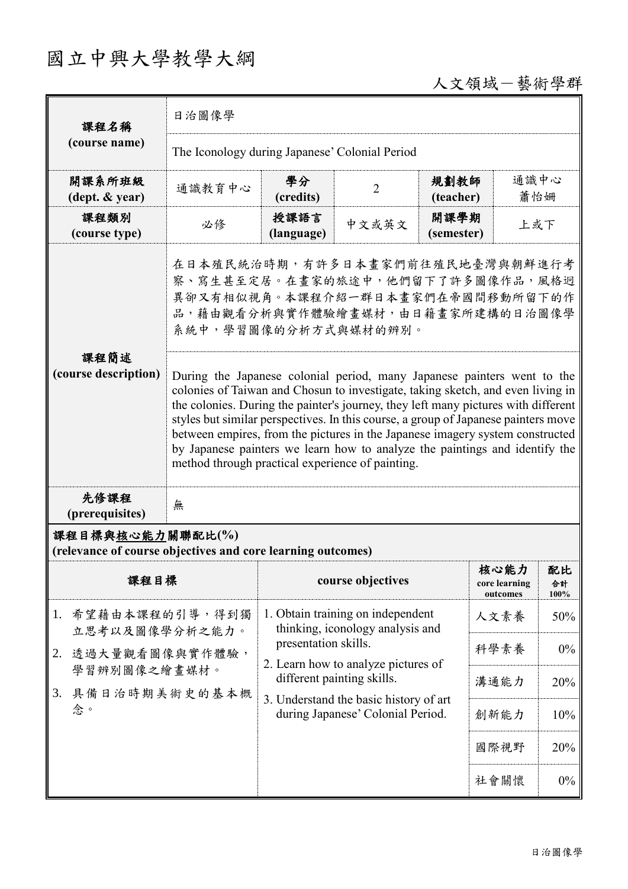# 國立中興大學教學大綱

人文領域－藝術學群

| 課程名稱 (course name) | 日治圖像學 | | | | |
|---|---|---|---|---|---|
| | The Iconology during Japanese' Colonial Period | | | | |
| 開課系所班級 (dept. & year) | 通識教育中心 | 學分 (credits) | 2 | 規劃教師 (teacher) | 通識中心 蕭怡姍 |
| 課程類別 (course type) | 必修 | 授課語言 (language) | 中文或英文 | 開課學期 (semester) | 上或下 |
| 課程簡述 (course description) | 在日本殖民統治時期，有許多日本畫家們前往殖民地臺灣與朝鮮進行考察、寫生甚至定居。在畫家的旅途中，他們留下了許多圖像作品，風格迥異卻又有相似視角。本課程介紹一群日本畫家們在帝國間移動所留下的作品，藉由觀看分析與實作體驗繪畫媒材，由日籍畫家所建構的日治圖像學系統中，學習圖像的分析方式與媒材的辨別。 | | | | |
| | During the Japanese colonial period, many Japanese painters went to the colonies of Taiwan and Chosun to investigate, taking sketch, and even living in the colonies. During the painter's journey, they left many pictures with different styles but similar perspectives. In this course, a group of Japanese painters move between empires, from the pictures in the Japanese imagery system constructed by Japanese painters we learn how to analyze the paintings and identify the method through practical experience of painting. | | | | |
| 先修課程 (prerequisites) | 無 | | | | |

**課程目標與核心能力關聯配比(%)**
**(relevance of course objectives and core learning outcomes)**

| 課程目標 | course objectives | 核心能力 core learning outcomes | 配比 合計 100% |
|---|---|---|---|
| 1. 希望藉由本課程的引導，得到獨立思考以及圖像學分析之能力。<br>2. 透過大量觀看圖像與實作體驗，學習辨別圖像之繪畫媒材。<br>3. 具備日治時期美術史的基本概念。 | 1. Obtain training on independent thinking, iconology analysis and presentation skills.<br>2. Learn how to analyze pictures of different painting skills.<br>3. Understand the basic history of art during Japanese' Colonial Period. | 人文素養 | 50% |
| | | 科學素養 | 0% |
| | | 溝通能力 | 20% |
| | | 創新能力 | 10% |
| | | 國際視野 | 20% |
| | | 社會關懷 | 0% |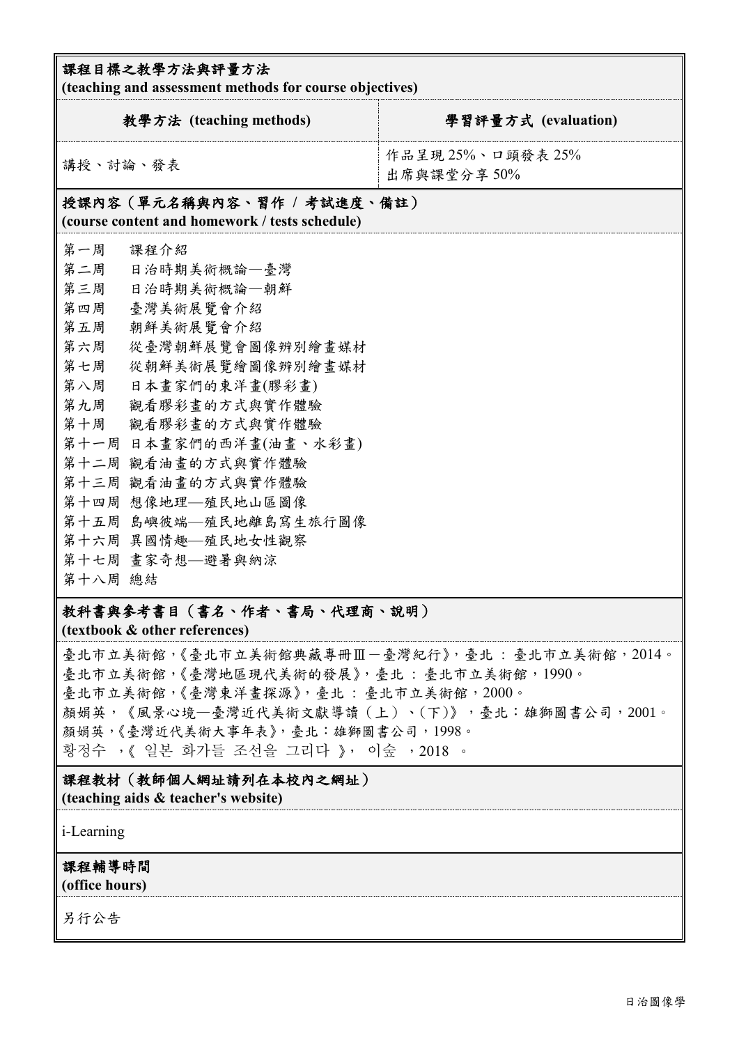## 課程目標之教學方法與評量方法
**(teaching and assessment methods for course objectives)**

| 教學方法 (teaching methods) | 學習評量方式 (evaluation) |
|---|---|
| 講授、討論、發表 | 作品呈現 25%、口頭發表 25%<br>出席與課堂分享 50% |

## 授課內容（單元名稱與內容、習作 / 考試進度、備註）
**(course content and homework / tests schedule)**

第一周　課程介紹
第二周　日治時期美術概論—臺灣
第三周　日治時期美術概論—朝鮮
第四周　臺灣美術展覽會介紹
第五周　朝鮮美術展覽會介紹
第六周　從臺灣朝鮮展覽會圖像辨別繪畫媒材
第七周　從朝鮮美術展覽繪圖像辨別繪畫媒材
第八周　日本畫家們的東洋畫(膠彩畫)
第九周　觀看膠彩畫的方式與實作體驗
第十周　觀看膠彩畫的方式與實作體驗
第十一周 日本畫家們的西洋畫(油畫、水彩畫)
第十二周 觀看油畫的方式與實作體驗
第十三周 觀看油畫的方式與實作體驗
第十四周 想像地理—殖民地山區圖像
第十五周 島嶼彼端—殖民地離島寫生旅行圖像
第十六周 異國情趣—殖民地女性觀察
第十七周 畫家奇想—避暑與納涼
第十八周 總結

## 教科書與參考書目（書名、作者、書局、代理商、說明）
**(textbook & other references)**

臺北市立美術館，《臺北市立美術館典藏專冊Ⅲ－臺灣紀行》，臺北 : 臺北市立美術館，2014。
臺北市立美術館，《臺灣地區現代美術的發展》，臺北 : 臺北市立美術館，1990。
臺北市立美術館，《臺灣東洋畫探源》，臺北 : 臺北市立美術館，2000。
顏娟英，《風景心境—臺灣近代美術文獻導讀（上）、(下)》，臺北：雄獅圖書公司，2001。
顏娟英，《臺灣近代美術大事年表》，臺北：雄獅圖書公司，1998。
황정수 ，《 일본 화가들 조선을 그리다 》，이숲 ，2018 。

## 課程教材（教師個人網址請列在本校內之網址）
**(teaching aids & teacher's website)**

i-Learning

## 課程輔導時間
**(office hours)**

另行公告